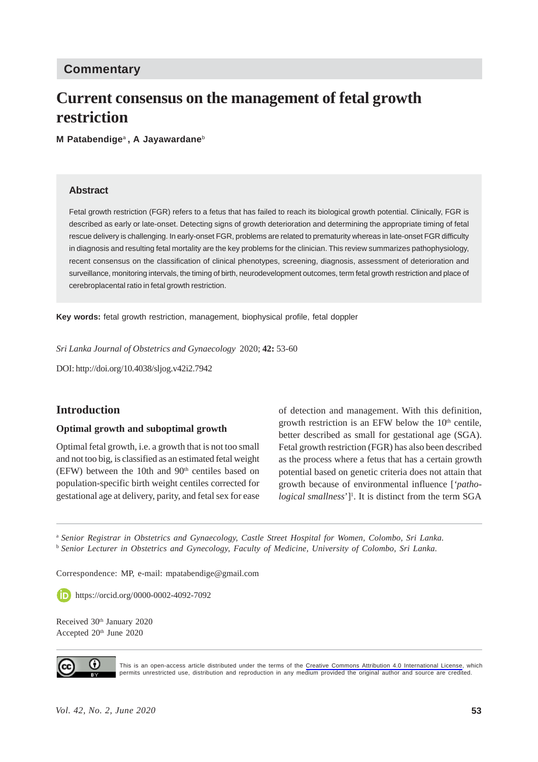Commentary

# Current consensus on the management of fetal growth restriction

**M Patabendige**[a], **A Jayawardane**[b]

## Abstract

Fetal growth restriction (FGR) refers to a fetus that has failed to reach its biological growth potential. Clinically, FGR is described as early or late-onset. Detecting signs of growth deterioration and determining the appropriate timing of fetal rescue delivery is challenging. In early-onset FGR, problems are related to prematurity whereas in late-onset FGR difficulty in diagnosis and resulting fetal mortality are the key problems for the clinician. This review summarizes pathophysiology, recent consensus on the classification of clinical phenotypes, screening, diagnosis, assessment of deterioration and surveillance, monitoring intervals, the timing of birth, neurodevelopment outcomes, term fetal growth restriction and place of cerebroplacental ratio in fetal growth restriction.

**Key words:** fetal growth restriction, management, biophysical profile, fetal doppler

*Sri Lanka Journal of Obstetrics and Gynaecology* 2020; **42:** 53-60

DOI: http://doi.org/10.4038/sljog.v42i2.7942

## Introduction

### Optimal growth and suboptimal growth

Optimal fetal growth, i.e. a growth that is not too small and not too big, is classified as an estimated fetal weight (EFW) between the 10th and 90th centiles based on population-specific birth weight centiles corrected for gestational age at delivery, parity, and fetal sex for ease of detection and management. With this definition, growth restriction is an EFW below the 10th centile, better described as small for gestational age (SGA). Fetal growth restriction (FGR) has also been described as the process where a fetus that has a certain growth potential based on genetic criteria does not attain that growth because of environmental influence [*'pathological smallness'*][1]. It is distinct from the term SGA

---

[a] *Senior Registrar in Obstetrics and Gynaecology, Castle Street Hospital for Women, Colombo, Sri Lanka.*

[b] *Senior Lecturer in Obstetrics and Gynecology, Faculty of Medicine, University of Colombo, Sri Lanka.*

Correspondence: MP, e-mail: mpatabendige@gmail.com

https://orcid.org/0000-0002-4092-7092

Received 30th January 2020
Accepted 20th June 2020

This is an open-access article distributed under the terms of the Creative Commons Attribution 4.0 International License, which permits unrestricted use, distribution and reproduction in any medium provided the original author and source are credited.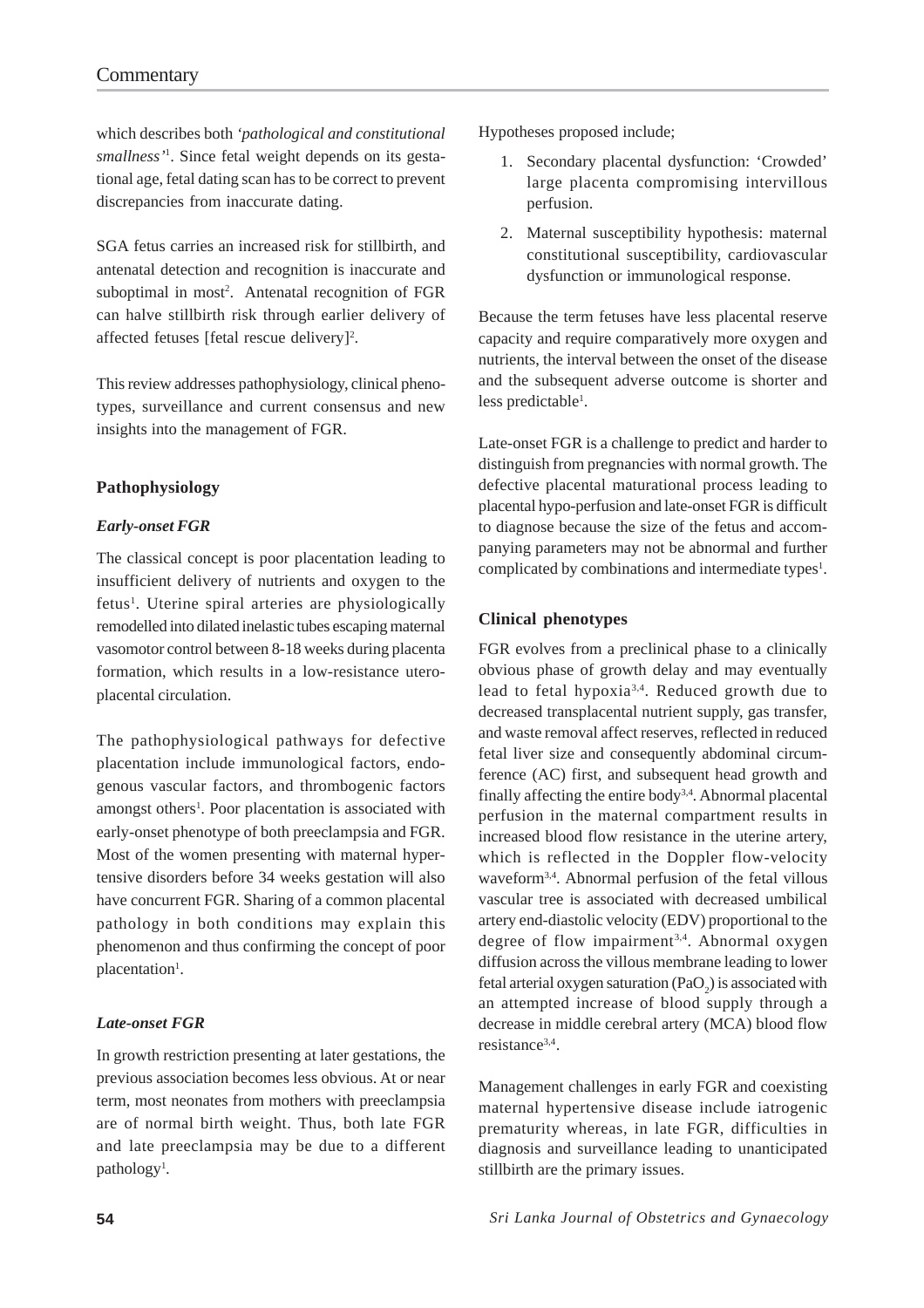which describes both *'pathological and constitutional smallness'*[1]. Since fetal weight depends on its gestational age, fetal dating scan has to be correct to prevent discrepancies from inaccurate dating.

SGA fetus carries an increased risk for stillbirth, and antenatal detection and recognition is inaccurate and suboptimal in most[2]. Antenatal recognition of FGR can halve stillbirth risk through earlier delivery of affected fetuses [fetal rescue delivery][2].

This review addresses pathophysiology, clinical phenotypes, surveillance and current consensus and new insights into the management of FGR.

## Pathophysiology

### *Early-onset FGR*

The classical concept is poor placentation leading to insufficient delivery of nutrients and oxygen to the fetus[1]. Uterine spiral arteries are physiologically remodelled into dilated inelastic tubes escaping maternal vasomotor control between 8-18 weeks during placenta formation, which results in a low-resistance utero-placental circulation.

The pathophysiological pathways for defective placentation include immunological factors, endogenous vascular factors, and thrombogenic factors amongst others[1]. Poor placentation is associated with early-onset phenotype of both preeclampsia and FGR. Most of the women presenting with maternal hypertensive disorders before 34 weeks gestation will also have concurrent FGR. Sharing of a common placental pathology in both conditions may explain this phenomenon and thus confirming the concept of poor placentation[1].

### *Late-onset FGR*

In growth restriction presenting at later gestations, the previous association becomes less obvious. At or near term, most neonates from mothers with preeclampsia are of normal birth weight. Thus, both late FGR and late preeclampsia may be due to a different pathology[1].

Hypotheses proposed include;

1. Secondary placental dysfunction: 'Crowded' large placenta compromising intervillous perfusion.
2. Maternal susceptibility hypothesis: maternal constitutional susceptibility, cardiovascular dysfunction or immunological response.

Because the term fetuses have less placental reserve capacity and require comparatively more oxygen and nutrients, the interval between the onset of the disease and the subsequent adverse outcome is shorter and less predictable[1].

Late-onset FGR is a challenge to predict and harder to distinguish from pregnancies with normal growth. The defective placental maturational process leading to placental hypo-perfusion and late-onset FGR is difficult to diagnose because the size of the fetus and accompanying parameters may not be abnormal and further complicated by combinations and intermediate types[1].

## Clinical phenotypes

FGR evolves from a preclinical phase to a clinically obvious phase of growth delay and may eventually lead to fetal hypoxia[3,4]. Reduced growth due to decreased transplacental nutrient supply, gas transfer, and waste removal affect reserves, reflected in reduced fetal liver size and consequently abdominal circumference (AC) first, and subsequent head growth and finally affecting the entire body[3,4]. Abnormal placental perfusion in the maternal compartment results in increased blood flow resistance in the uterine artery, which is reflected in the Doppler flow-velocity waveform[3,4]. Abnormal perfusion of the fetal villous vascular tree is associated with decreased umbilical artery end-diastolic velocity (EDV) proportional to the degree of flow impairment[3,4]. Abnormal oxygen diffusion across the villous membrane leading to lower fetal arterial oxygen saturation ($PaO_2$) is associated with an attempted increase of blood supply through a decrease in middle cerebral artery (MCA) blood flow resistance[3,4].

Management challenges in early FGR and coexisting maternal hypertensive disease include iatrogenic prematurity whereas, in late FGR, difficulties in diagnosis and surveillance leading to unanticipated stillbirth are the primary issues.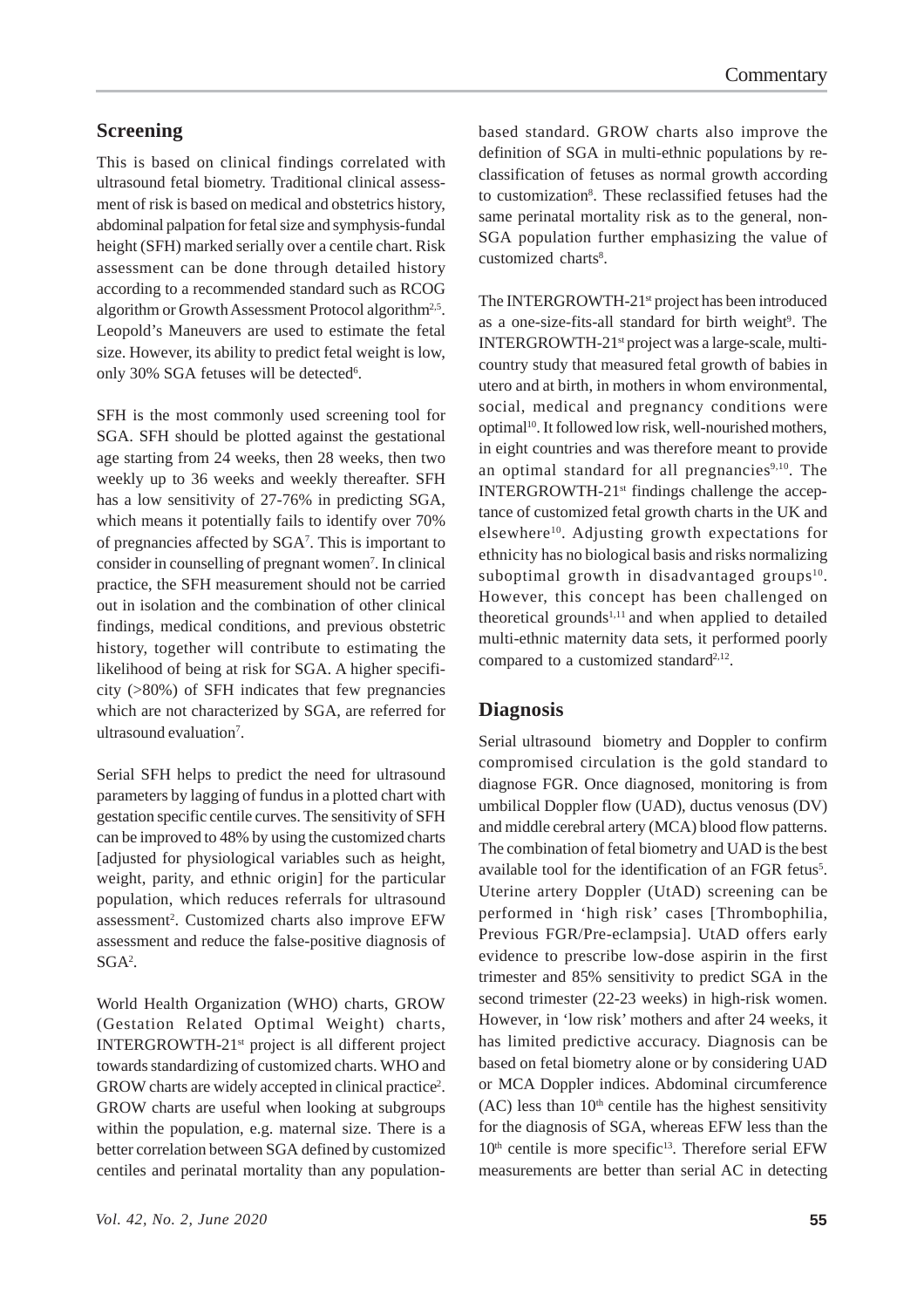## Screening

This is based on clinical findings correlated with ultrasound fetal biometry. Traditional clinical assessment of risk is based on medical and obstetrics history, abdominal palpation for fetal size and symphysis-fundal height (SFH) marked serially over a centile chart. Risk assessment can be done through detailed history according to a recommended standard such as RCOG algorithm or Growth Assessment Protocol algorithm[2,5]. Leopold's Maneuvers are used to estimate the fetal size. However, its ability to predict fetal weight is low, only 30% SGA fetuses will be detected[6].

SFH is the most commonly used screening tool for SGA. SFH should be plotted against the gestational age starting from 24 weeks, then 28 weeks, then two weekly up to 36 weeks and weekly thereafter. SFH has a low sensitivity of 27-76% in predicting SGA, which means it potentially fails to identify over 70% of pregnancies affected by SGA[7]. This is important to consider in counselling of pregnant women[7]. In clinical practice, the SFH measurement should not be carried out in isolation and the combination of other clinical findings, medical conditions, and previous obstetric history, together will contribute to estimating the likelihood of being at risk for SGA. A higher specificity (>80%) of SFH indicates that few pregnancies which are not characterized by SGA, are referred for ultrasound evaluation[7].

Serial SFH helps to predict the need for ultrasound parameters by lagging of fundus in a plotted chart with gestation specific centile curves. The sensitivity of SFH can be improved to 48% by using the customized charts [adjusted for physiological variables such as height, weight, parity, and ethnic origin] for the particular population, which reduces referrals for ultrasound assessment[2]. Customized charts also improve EFW assessment and reduce the false-positive diagnosis of SGA[2].

World Health Organization (WHO) charts, GROW (Gestation Related Optimal Weight) charts, INTERGROWTH-21st project is all different project towards standardizing of customized charts. WHO and GROW charts are widely accepted in clinical practice[2]. GROW charts are useful when looking at subgroups within the population, e.g. maternal size. There is a better correlation between SGA defined by customized centiles and perinatal mortality than any population-based standard. GROW charts also improve the definition of SGA in multi-ethnic populations by re-classification of fetuses as normal growth according to customization[8]. These reclassified fetuses had the same perinatal mortality risk as to the general, non-SGA population further emphasizing the value of customized charts[8].

The INTERGROWTH-21st project has been introduced as a one-size-fits-all standard for birth weight[9]. The INTERGROWTH-21st project was a large-scale, multi-country study that measured fetal growth of babies in utero and at birth, in mothers in whom environmental, social, medical and pregnancy conditions were optimal[10]. It followed low risk, well-nourished mothers, in eight countries and was therefore meant to provide an optimal standard for all pregnancies[9,10]. The INTERGROWTH-21st findings challenge the acceptance of customized fetal growth charts in the UK and elsewhere[10]. Adjusting growth expectations for ethnicity has no biological basis and risks normalizing suboptimal growth in disadvantaged groups[10]. However, this concept has been challenged on theoretical grounds[1,11] and when applied to detailed multi-ethnic maternity data sets, it performed poorly compared to a customized standard[2,12].

## Diagnosis

Serial ultrasound biometry and Doppler to confirm compromised circulation is the gold standard to diagnose FGR. Once diagnosed, monitoring is from umbilical Doppler flow (UAD), ductus venosus (DV) and middle cerebral artery (MCA) blood flow patterns. The combination of fetal biometry and UAD is the best available tool for the identification of an FGR fetus[5]. Uterine artery Doppler (UtAD) screening can be performed in 'high risk' cases [Thrombophilia, Previous FGR/Pre-eclampsia]. UtAD offers early evidence to prescribe low-dose aspirin in the first trimester and 85% sensitivity to predict SGA in the second trimester (22-23 weeks) in high-risk women. However, in 'low risk' mothers and after 24 weeks, it has limited predictive accuracy. Diagnosis can be based on fetal biometry alone or by considering UAD or MCA Doppler indices. Abdominal circumference (AC) less than 10th centile has the highest sensitivity for the diagnosis of SGA, whereas EFW less than the 10th centile is more specific[13]. Therefore serial EFW measurements are better than serial AC in detecting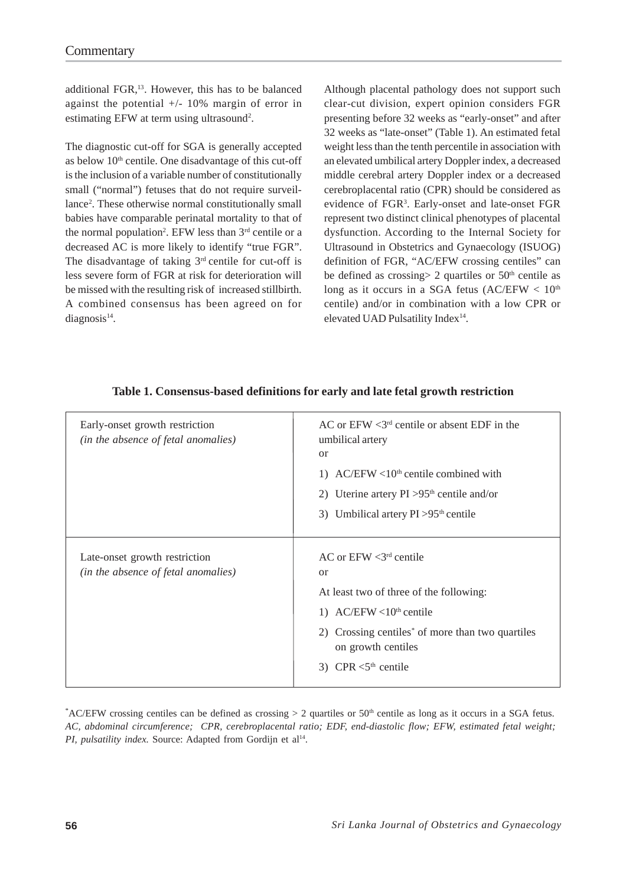additional FGR,[13]. However, this has to be balanced against the potential +/- 10% margin of error in estimating EFW at term using ultrasound[2].

The diagnostic cut-off for SGA is generally accepted as below 10th centile. One disadvantage of this cut-off is the inclusion of a variable number of constitutionally small ("normal") fetuses that do not require surveillance[2]. These otherwise normal constitutionally small babies have comparable perinatal mortality to that of the normal population[2]. EFW less than 3rd centile or a decreased AC is more likely to identify "true FGR". The disadvantage of taking 3rd centile for cut-off is less severe form of FGR at risk for deterioration will be missed with the resulting risk of increased stillbirth. A combined consensus has been agreed on for diagnosis[14].

Although placental pathology does not support such clear-cut division, expert opinion considers FGR presenting before 32 weeks as "early-onset" and after 32 weeks as "late-onset" (Table 1). An estimated fetal weight less than the tenth percentile in association with an elevated umbilical artery Doppler index, a decreased middle cerebral artery Doppler index or a decreased cerebroplacental ratio (CPR) should be considered as evidence of FGR[3]. Early-onset and late-onset FGR represent two distinct clinical phenotypes of placental dysfunction. According to the Internal Society for Ultrasound in Obstetrics and Gynaecology (ISUOG) definition of FGR, "AC/EFW crossing centiles" can be defined as crossing> 2 quartiles or 50th centile as long as it occurs in a SGA fetus (AC/EFW < 10th centile) and/or in combination with a low CPR or elevated UAD Pulsatility Index[14].

**Table 1. Consensus-based definitions for early and late fetal growth restriction**

| | |
|---|---|
| Early-onset growth restriction *(in the absence of fetal anomalies)* | AC or EFW <3rd centile or absent EDF in the umbilical artery<br>or<br>1) AC/EFW <10th centile combined with<br>2) Uterine artery PI >95th centile and/or<br>3) Umbilical artery PI >95th centile |
| Late-onset growth restriction *(in the absence of fetal anomalies)* | AC or EFW <3rd centile<br>or<br>At least two of three of the following:<br>1) AC/EFW <10th centile<br>2) Crossing centiles* of more than two quartiles on growth centiles<br>3) CPR <5th centile |

*AC/EFW crossing centiles can be defined as crossing > 2 quartiles or 50th centile as long as it occurs in a SGA fetus. *AC, abdominal circumference; CPR, cerebroplacental ratio; EDF, end-diastolic flow; EFW, estimated fetal weight; PI, pulsatility index.* Source: Adapted from Gordijn et al[14].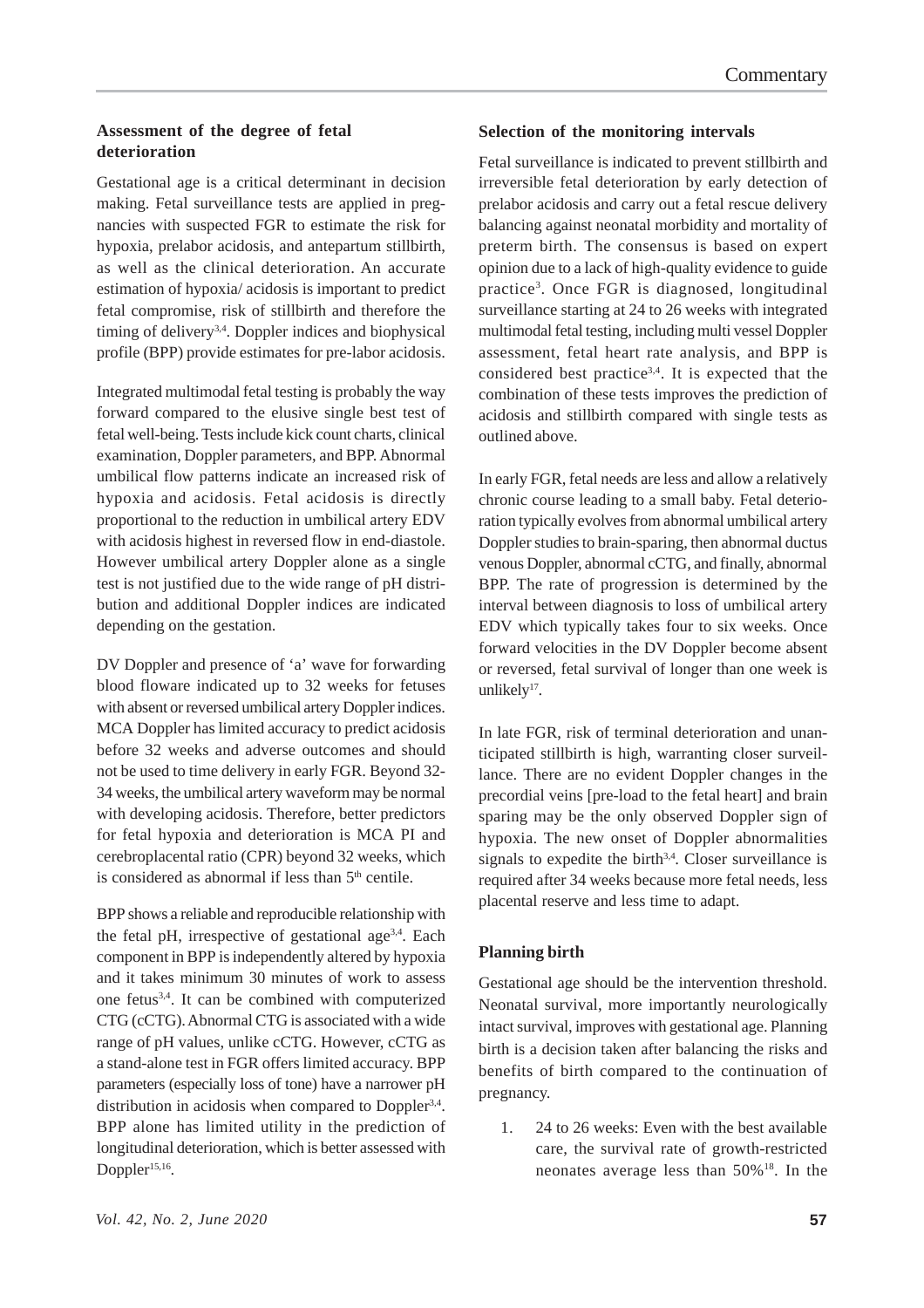## Assessment of the degree of fetal deterioration

Gestational age is a critical determinant in decision making. Fetal surveillance tests are applied in pregnancies with suspected FGR to estimate the risk for hypoxia, prelabor acidosis, and antepartum stillbirth, as well as the clinical deterioration. An accurate estimation of hypoxia/ acidosis is important to predict fetal compromise, risk of stillbirth and therefore the timing of delivery[3,4]. Doppler indices and biophysical profile (BPP) provide estimates for pre-labor acidosis.

Integrated multimodal fetal testing is probably the way forward compared to the elusive single best test of fetal well-being. Tests include kick count charts, clinical examination, Doppler parameters, and BPP. Abnormal umbilical flow patterns indicate an increased risk of hypoxia and acidosis. Fetal acidosis is directly proportional to the reduction in umbilical artery EDV with acidosis highest in reversed flow in end-diastole. However umbilical artery Doppler alone as a single test is not justified due to the wide range of pH distribution and additional Doppler indices are indicated depending on the gestation.

DV Doppler and presence of 'a' wave for forwarding blood floware indicated up to 32 weeks for fetuses with absent or reversed umbilical artery Doppler indices. MCA Doppler has limited accuracy to predict acidosis before 32 weeks and adverse outcomes and should not be used to time delivery in early FGR. Beyond 32-34 weeks, the umbilical artery waveform may be normal with developing acidosis. Therefore, better predictors for fetal hypoxia and deterioration is MCA PI and cerebroplacental ratio (CPR) beyond 32 weeks, which is considered as abnormal if less than 5th centile.

BPP shows a reliable and reproducible relationship with the fetal pH, irrespective of gestational age[3,4]. Each component in BPP is independently altered by hypoxia and it takes minimum 30 minutes of work to assess one fetus[3,4]. It can be combined with computerized CTG (cCTG). Abnormal CTG is associated with a wide range of pH values, unlike cCTG. However, cCTG as a stand-alone test in FGR offers limited accuracy. BPP parameters (especially loss of tone) have a narrower pH distribution in acidosis when compared to Doppler[3,4]. BPP alone has limited utility in the prediction of longitudinal deterioration, which is better assessed with Doppler[15,16].

## Selection of the monitoring intervals

Fetal surveillance is indicated to prevent stillbirth and irreversible fetal deterioration by early detection of prelabor acidosis and carry out a fetal rescue delivery balancing against neonatal morbidity and mortality of preterm birth. The consensus is based on expert opinion due to a lack of high-quality evidence to guide practice[3]. Once FGR is diagnosed, longitudinal surveillance starting at 24 to 26 weeks with integrated multimodal fetal testing, including multi vessel Doppler assessment, fetal heart rate analysis, and BPP is considered best practice[3,4]. It is expected that the combination of these tests improves the prediction of acidosis and stillbirth compared with single tests as outlined above.

In early FGR, fetal needs are less and allow a relatively chronic course leading to a small baby. Fetal deterioration typically evolves from abnormal umbilical artery Doppler studies to brain-sparing, then abnormal ductus venous Doppler, abnormal cCTG, and finally, abnormal BPP. The rate of progression is determined by the interval between diagnosis to loss of umbilical artery EDV which typically takes four to six weeks. Once forward velocities in the DV Doppler become absent or reversed, fetal survival of longer than one week is unlikely[17].

In late FGR, risk of terminal deterioration and unanticipated stillbirth is high, warranting closer surveillance. There are no evident Doppler changes in the precordial veins [pre-load to the fetal heart] and brain sparing may be the only observed Doppler sign of hypoxia. The new onset of Doppler abnormalities signals to expedite the birth[3,4]. Closer surveillance is required after 34 weeks because more fetal needs, less placental reserve and less time to adapt.

## Planning birth

Gestational age should be the intervention threshold. Neonatal survival, more importantly neurologically intact survival, improves with gestational age. Planning birth is a decision taken after balancing the risks and benefits of birth compared to the continuation of pregnancy.

1. 24 to 26 weeks: Even with the best available care, the survival rate of growth-restricted neonates average less than 50%[18]. In the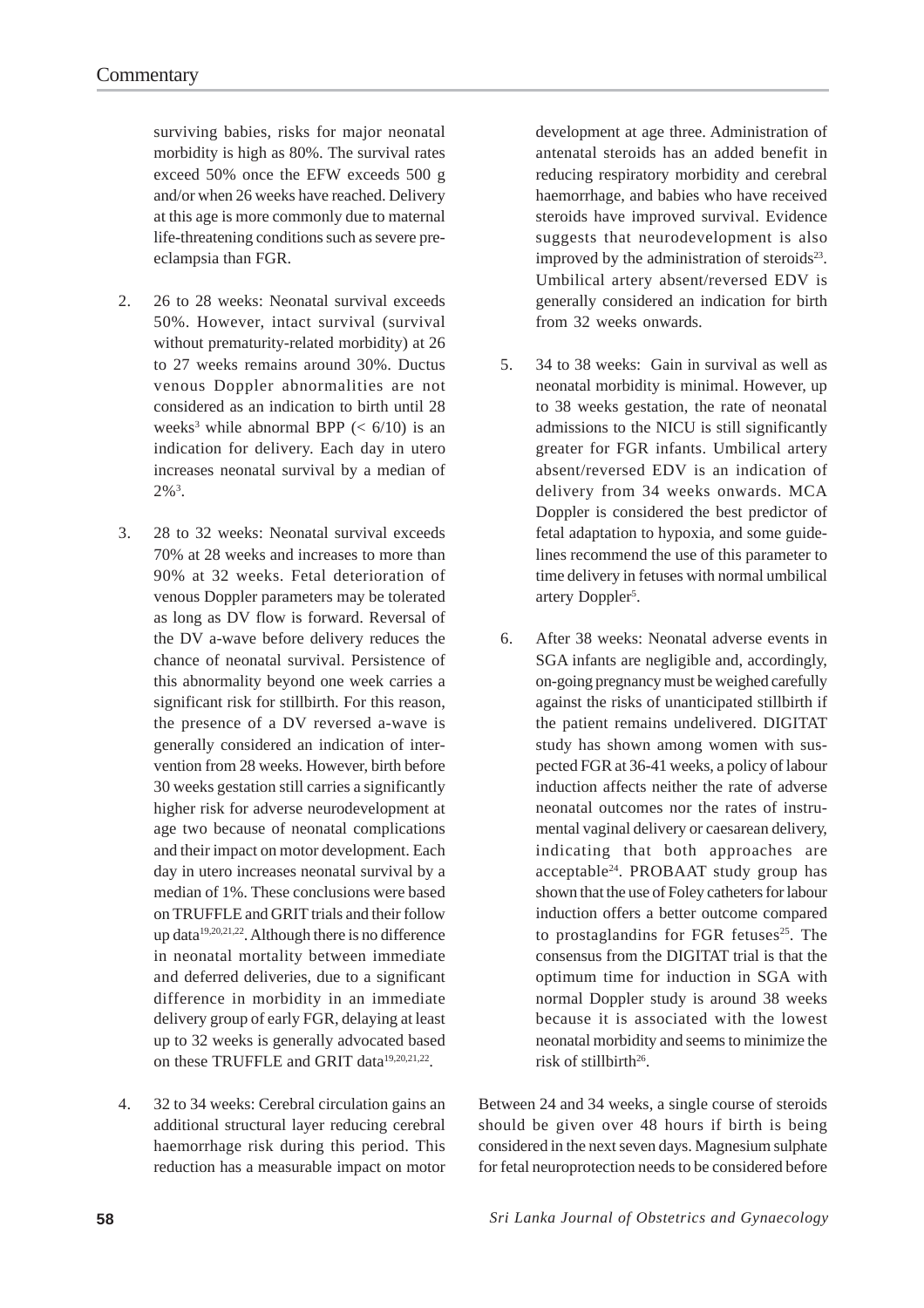surviving babies, risks for major neonatal morbidity is high as 80%. The survival rates exceed 50% once the EFW exceeds 500 g and/or when 26 weeks have reached. Delivery at this age is more commonly due to maternal life-threatening conditions such as severe pre-eclampsia than FGR.

2. 26 to 28 weeks: Neonatal survival exceeds 50%. However, intact survival (survival without prematurity-related morbidity) at 26 to 27 weeks remains around 30%. Ductus venous Doppler abnormalities are not considered as an indication to birth until 28 weeks[3] while abnormal BPP (< 6/10) is an indication for delivery. Each day in utero increases neonatal survival by a median of 2%[3].

3. 28 to 32 weeks: Neonatal survival exceeds 70% at 28 weeks and increases to more than 90% at 32 weeks. Fetal deterioration of venous Doppler parameters may be tolerated as long as DV flow is forward. Reversal of the DV a-wave before delivery reduces the chance of neonatal survival. Persistence of this abnormality beyond one week carries a significant risk for stillbirth. For this reason, the presence of a DV reversed a-wave is generally considered an indication of intervention from 28 weeks. However, birth before 30 weeks gestation still carries a significantly higher risk for adverse neurodevelopment at age two because of neonatal complications and their impact on motor development. Each day in utero increases neonatal survival by a median of 1%. These conclusions were based on TRUFFLE and GRIT trials and their follow up data[19,20,21,22]. Although there is no difference in neonatal mortality between immediate and deferred deliveries, due to a significant difference in morbidity in an immediate delivery group of early FGR, delaying at least up to 32 weeks is generally advocated based on these TRUFFLE and GRIT data[19,20,21,22].

4. 32 to 34 weeks: Cerebral circulation gains an additional structural layer reducing cerebral haemorrhage risk during this period. This reduction has a measurable impact on motor development at age three. Administration of antenatal steroids has an added benefit in reducing respiratory morbidity and cerebral haemorrhage, and babies who have received steroids have improved survival. Evidence suggests that neurodevelopment is also improved by the administration of steroids[23]. Umbilical artery absent/reversed EDV is generally considered an indication for birth from 32 weeks onwards.

5. 34 to 38 weeks: Gain in survival as well as neonatal morbidity is minimal. However, up to 38 weeks gestation, the rate of neonatal admissions to the NICU is still significantly greater for FGR infants. Umbilical artery absent/reversed EDV is an indication of delivery from 34 weeks onwards. MCA Doppler is considered the best predictor of fetal adaptation to hypoxia, and some guidelines recommend the use of this parameter to time delivery in fetuses with normal umbilical artery Doppler[5].

6. After 38 weeks: Neonatal adverse events in SGA infants are negligible and, accordingly, on-going pregnancy must be weighed carefully against the risks of unanticipated stillbirth if the patient remains undelivered. DIGITAT study has shown among women with suspected FGR at 36-41 weeks, a policy of labour induction affects neither the rate of adverse neonatal outcomes nor the rates of instrumental vaginal delivery or caesarean delivery, indicating that both approaches are acceptable[24]. PROBAAT study group has shown that the use of Foley catheters for labour induction offers a better outcome compared to prostaglandins for FGR fetuses[25]. The consensus from the DIGITAT trial is that the optimum time for induction in SGA with normal Doppler study is around 38 weeks because it is associated with the lowest neonatal morbidity and seems to minimize the risk of stillbirth[26].

Between 24 and 34 weeks, a single course of steroids should be given over 48 hours if birth is being considered in the next seven days. Magnesium sulphate for fetal neuroprotection needs to be considered before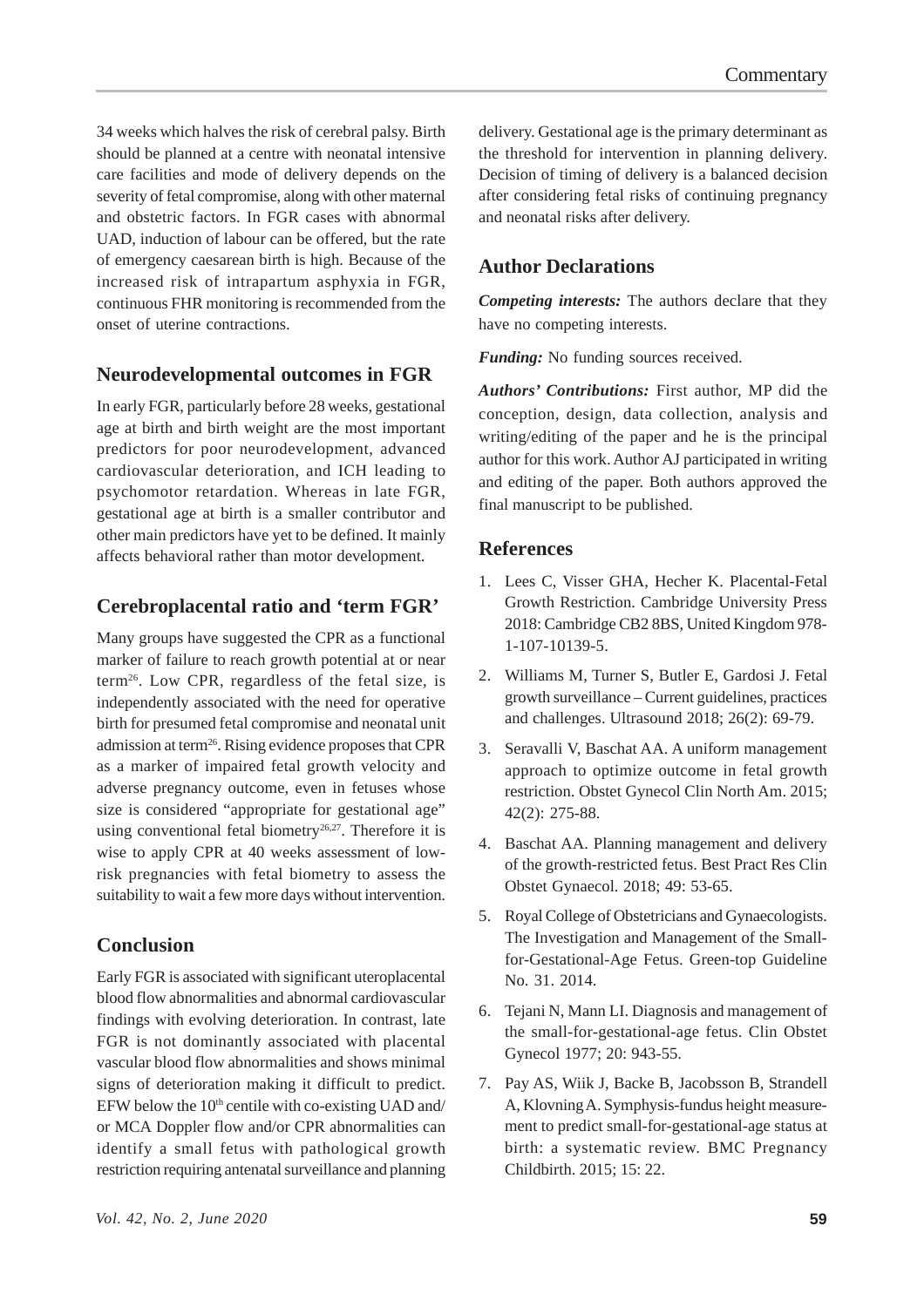34 weeks which halves the risk of cerebral palsy. Birth should be planned at a centre with neonatal intensive care facilities and mode of delivery depends on the severity of fetal compromise, along with other maternal and obstetric factors. In FGR cases with abnormal UAD, induction of labour can be offered, but the rate of emergency caesarean birth is high. Because of the increased risk of intrapartum asphyxia in FGR, continuous FHR monitoring is recommended from the onset of uterine contractions.

## Neurodevelopmental outcomes in FGR

In early FGR, particularly before 28 weeks, gestational age at birth and birth weight are the most important predictors for poor neurodevelopment, advanced cardiovascular deterioration, and ICH leading to psychomotor retardation. Whereas in late FGR, gestational age at birth is a smaller contributor and other main predictors have yet to be defined. It mainly affects behavioral rather than motor development.

## Cerebroplacental ratio and 'term FGR'

Many groups have suggested the CPR as a functional marker of failure to reach growth potential at or near term[26]. Low CPR, regardless of the fetal size, is independently associated with the need for operative birth for presumed fetal compromise and neonatal unit admission at term[26]. Rising evidence proposes that CPR as a marker of impaired fetal growth velocity and adverse pregnancy outcome, even in fetuses whose size is considered "appropriate for gestational age" using conventional fetal biometry[26,27]. Therefore it is wise to apply CPR at 40 weeks assessment of low-risk pregnancies with fetal biometry to assess the suitability to wait a few more days without intervention.

## Conclusion

Early FGR is associated with significant uteroplacental blood flow abnormalities and abnormal cardiovascular findings with evolving deterioration. In contrast, late FGR is not dominantly associated with placental vascular blood flow abnormalities and shows minimal signs of deterioration making it difficult to predict. EFW below the $10^{th}$ centile with co-existing UAD and/or MCA Doppler flow and/or CPR abnormalities can identify a small fetus with pathological growth restriction requiring antenatal surveillance and planning delivery. Gestational age is the primary determinant as the threshold for intervention in planning delivery. Decision of timing of delivery is a balanced decision after considering fetal risks of continuing pregnancy and neonatal risks after delivery.

## Author Declarations

***Competing interests:*** The authors declare that they have no competing interests.

***Funding:*** No funding sources received.

***Authors' Contributions:*** First author, MP did the conception, design, data collection, analysis and writing/editing of the paper and he is the principal author for this work. Author AJ participated in writing and editing of the paper. Both authors approved the final manuscript to be published.

## References

1. Lees C, Visser GHA, Hecher K. Placental-Fetal Growth Restriction. Cambridge University Press 2018: Cambridge CB2 8BS, United Kingdom 978-1-107-10139-5.
2. Williams M, Turner S, Butler E, Gardosi J. Fetal growth surveillance – Current guidelines, practices and challenges. Ultrasound 2018; 26(2): 69-79.
3. Seravalli V, Baschat AA. A uniform management approach to optimize outcome in fetal growth restriction. Obstet Gynecol Clin North Am. 2015; 42(2): 275-88.
4. Baschat AA. Planning management and delivery of the growth-restricted fetus. Best Pract Res Clin Obstet Gynaecol. 2018; 49: 53-65.
5. Royal College of Obstetricians and Gynaecologists. The Investigation and Management of the Small-for-Gestational-Age Fetus. Green-top Guideline No. 31. 2014.
6. Tejani N, Mann LI. Diagnosis and management of the small-for-gestational-age fetus. Clin Obstet Gynecol 1977; 20: 943-55.
7. Pay AS, Wiik J, Backe B, Jacobsson B, Strandell A, Klovning A. Symphysis-fundus height measurement to predict small-for-gestational-age status at birth: a systematic review. BMC Pregnancy Childbirth. 2015; 15: 22.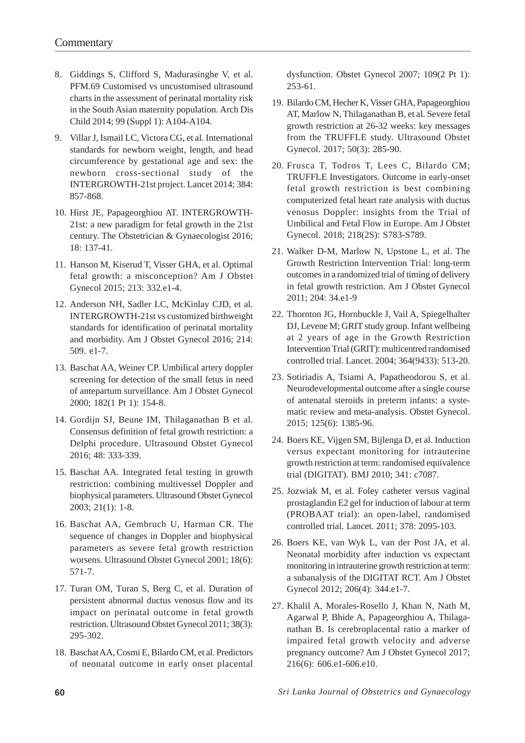8. Giddings S, Clifford S, Madurasinghe V, et al. PFM.69 Customised vs uncustomised ultrasound charts in the assessment of perinatal mortality risk in the South Asian maternity population. Arch Dis Child 2014; 99 (Suppl 1): A104-A104.

9. Villar J, Ismail LC, Victora CG, et al. International standards for newborn weight, length, and head circumference by gestational age and sex: the newborn cross-sectional study of the INTERGROWTH-21st project. Lancet 2014; 384: 857-868.

10. Hirst JE, Papageorghiou AT. INTERGROWTH-21st: a new paradigm for fetal growth in the 21st century. The Obstetrician & Gynaecologist 2016; 18: 137-41.

11. Hanson M, Kiserud T, Visser GHA, et al. Optimal fetal growth: a misconception? Am J Obstet Gynecol 2015; 213: 332.e1-4.

12. Anderson NH, Sadler LC, McKinlay CJD, et al. INTERGROWTH-21st vs customized birthweight standards for identification of perinatal mortality and morbidity. Am J Obstet Gynecol 2016; 214: 509. e1-7.

13. Baschat AA, Weiner CP. Umbilical artery doppler screening for detection of the small fetus in need of antepartum surveillance. Am J Obstet Gynecol 2000; 182(1 Pt 1): 154-8.

14. Gordijn SJ, Beune IM, Thilaganathan B et al. Consensus definition of fetal growth restriction: a Delphi procedure. Ultrasound Obstet Gynecol 2016; 48: 333-339.

15. Baschat AA. Integrated fetal testing in growth restriction: combining multivessel Doppler and biophysical parameters. Ultrasound Obstet Gynecol 2003; 21(1): 1-8.

16. Baschat AA, Gembruch U, Harman CR. The sequence of changes in Doppler and biophysical parameters as severe fetal growth restriction worsens. Ultrasound Obstet Gynecol 2001; 18(6): 571-7.

17. Turan OM, Turan S, Berg C, et al. Duration of persistent abnormal ductus venosus flow and its impact on perinatal outcome in fetal growth restriction. Ultrasound Obstet Gynecol 2011; 38(3): 295-302.

18. Baschat AA, Cosmi E, Bilardo CM, et al. Predictors of neonatal outcome in early onset placental dysfunction. Obstet Gynecol 2007; 109(2 Pt 1): 253-61.

19. Bilardo CM, Hecher K, Visser GHA, Papageorghiou AT, Marlow N, Thilaganathan B, et al. Severe fetal growth restriction at 26-32 weeks: key messages from the TRUFFLE study. Ultrasound Obstet Gynecol. 2017; 50(3): 285-90.

20. Frusca T, Todros T, Lees C, Bilardo CM; TRUFFLE Investigators. Outcome in early-onset fetal growth restriction is best combining computerized fetal heart rate analysis with ductus venosus Doppler: insights from the Trial of Umbilical and Fetal Flow in Europe. Am J Obstet Gynecol. 2018; 218(2S): S783-S789.

21. Walker D-M, Marlow N, Upstone L, et al. The Growth Restriction Intervention Trial: long-term outcomes in a randomized trial of timing of delivery in fetal growth restriction. Am J Obstet Gynecol 2011; 204: 34.e1-9

22. Thornton JG, Hornbuckle J, Vail A, Spiegelhalter DJ, Levene M; GRIT study group. Infant wellbeing at 2 years of age in the Growth Restriction Intervention Trial (GRIT): multicentred randomised controlled trial. Lancet. 2004; 364(9433): 513-20.

23. Sotiriadis A, Tsiami A, Papatheodorou S, et al. Neurodevelopmental outcome after a single course of antenatal steroids in preterm infants: a systematic review and meta-analysis. Obstet Gynecol. 2015; 125(6): 1385-96.

24. Boers KE, Vijgen SM, Bijlenga D, et al. Induction versus expectant monitoring for intrauterine growth restriction at term: randomised equivalence trial (DIGITAT). BMJ 2010; 341: c7087.

25. Jozwiak M, et al. Foley catheter versus vaginal prostaglandin E2 gel for induction of labour at term (PROBAAT trial): an open-label, randomised controlled trial. Lancet. 2011; 378: 2095-103.

26. Boers KE, van Wyk L, van der Post JA, et al. Neonatal morbidity after induction vs expectant monitoring in intrauterine growth restriction at term: a subanalysis of the DIGITAT RCT. Am J Obstet Gynecol 2012; 206(4): 344.e1-7.

27. Khalil A, Morales-Rosello J, Khan N, Nath M, Agarwal P, Bhide A, Papageorghiou A, Thilaganathan B. Is cerebroplacental ratio a marker of impaired fetal growth velocity and adverse pregnancy outcome? Am J Obstet Gynecol 2017; 216(6): 606.e1-606.e10.